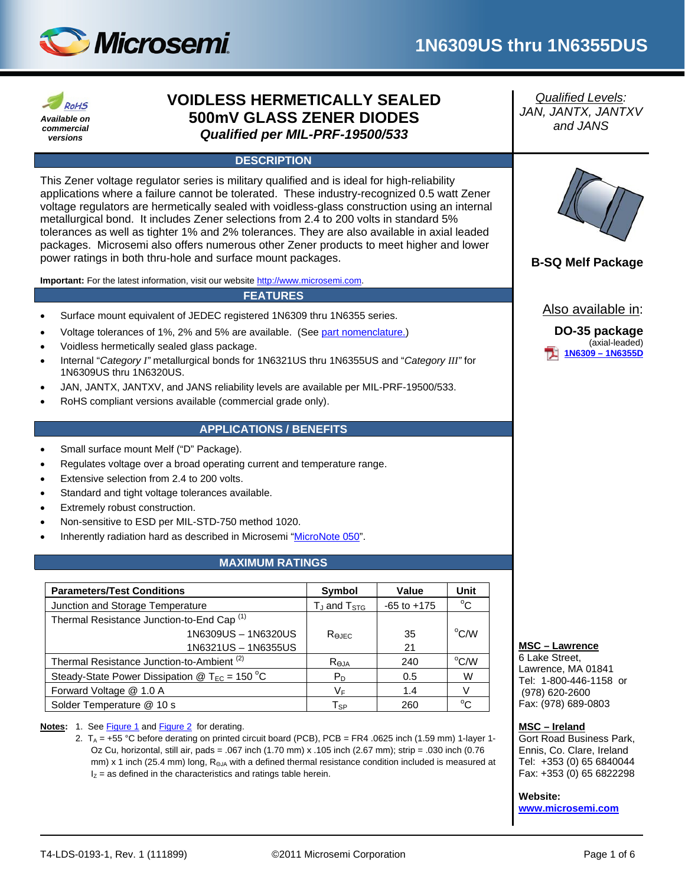# 1N6309US thru 1N6355DUS

RoHS
*Available on commercial versions*

## VOIDLESS HERMETICALLY SEALED 500mV GLASS ZENER DIODES

***Qualified per MIL-PRF-19500/533***

*Qualified Levels:*
*JAN, JANTX, JANTXV and JANS*

### DESCRIPTION

This Zener voltage regulator series is military qualified and is ideal for high-reliability applications where a failure cannot be tolerated. These industry-recognized 0.5 watt Zener voltage regulators are hermetically sealed with voidless-glass construction using an internal metallurgical bond. It includes Zener selections from 2.4 to 200 volts in standard 5% tolerances as well as tighter 1% and 2% tolerances. They are also available in axial leaded packages. Microsemi also offers numerous other Zener products to meet higher and lower power ratings in both thru-hole and surface mount packages.

**Important:** For the latest information, visit our website http://www.microsemi.com.

**B-SQ Melf Package**

Also available in:

**DO-35 package**
(axial-leaded)
**1N6309 – 1N6355D**

### FEATURES

- Surface mount equivalent of JEDEC registered 1N6309 thru 1N6355 series.
- Voltage tolerances of 1%, 2% and 5% are available. (See part nomenclature.)
- Voidless hermetically sealed glass package.
- Internal "*Category I"* metallurgical bonds for 1N6321US thru 1N6355US and "*Category III"* for 1N6309US thru 1N6320US.
- JAN, JANTX, JANTXV, and JANS reliability levels are available per MIL-PRF-19500/533.
- RoHS compliant versions available (commercial grade only).

### APPLICATIONS / BENEFITS

- Small surface mount Melf ("D" Package).
- Regulates voltage over a broad operating current and temperature range.
- Extensive selection from 2.4 to 200 volts.
- Standard and tight voltage tolerances available.
- Extremely robust construction.
- Non-sensitive to ESD per MIL-STD-750 method 1020.
- Inherently radiation hard as described in Microsemi "MicroNote 050".

### MAXIMUM RATINGS

| Parameters/Test Conditions | Symbol | Value | Unit |
|---|---|---|---|
| Junction and Storage Temperature | $T_J$ and $T_{STG}$ | -65 to +175 | °C |
| Thermal Resistance Junction-to-End Cap (1) 1N6309US – 1N6320US | $R_{\Theta JEC}$ | 35 | °C/W |
| 1N6321US – 1N6355US | | 21 | |
| Thermal Resistance Junction-to-Ambient (2) | $R_{\Theta JA}$ | 240 | °C/W |
| Steady-State Power Dissipation @ $T_{EC}$ = 150 °C | $P_D$ | 0.5 | W |
| Forward Voltage @ 1.0 A | $V_F$ | 1.4 | V |
| Solder Temperature @ 10 s | $T_{SP}$ | 260 | °C |

**Notes:**
1. See Figure 1 and Figure 2 for derating.
2. $T_A$ = +55 °C before derating on printed circuit board (PCB), PCB = FR4 .0625 inch (1.59 mm) 1-layer 1-Oz Cu, horizontal, still air, pads = .067 inch (1.70 mm) x .105 inch (2.67 mm); strip = .030 inch (0.76 mm) x 1 inch (25.4 mm) long, $R_{\Theta JA}$ with a defined thermal resistance condition included is measured at $I_Z$ = as defined in the characteristics and ratings table herein.

**MSC – Lawrence**
6 Lake Street,
Lawrence, MA 01841
Tel: 1-800-446-1158 or (978) 620-2600
Fax: (978) 689-0803

**MSC – Ireland**
Gort Road Business Park,
Ennis, Co. Clare, Ireland
Tel: +353 (0) 65 6840044
Fax: +353 (0) 65 6822298

**Website:**
**www.microsemi.com**

T4-LDS-0193-1, Rev. 1 (111899) ©2011 Microsemi Corporation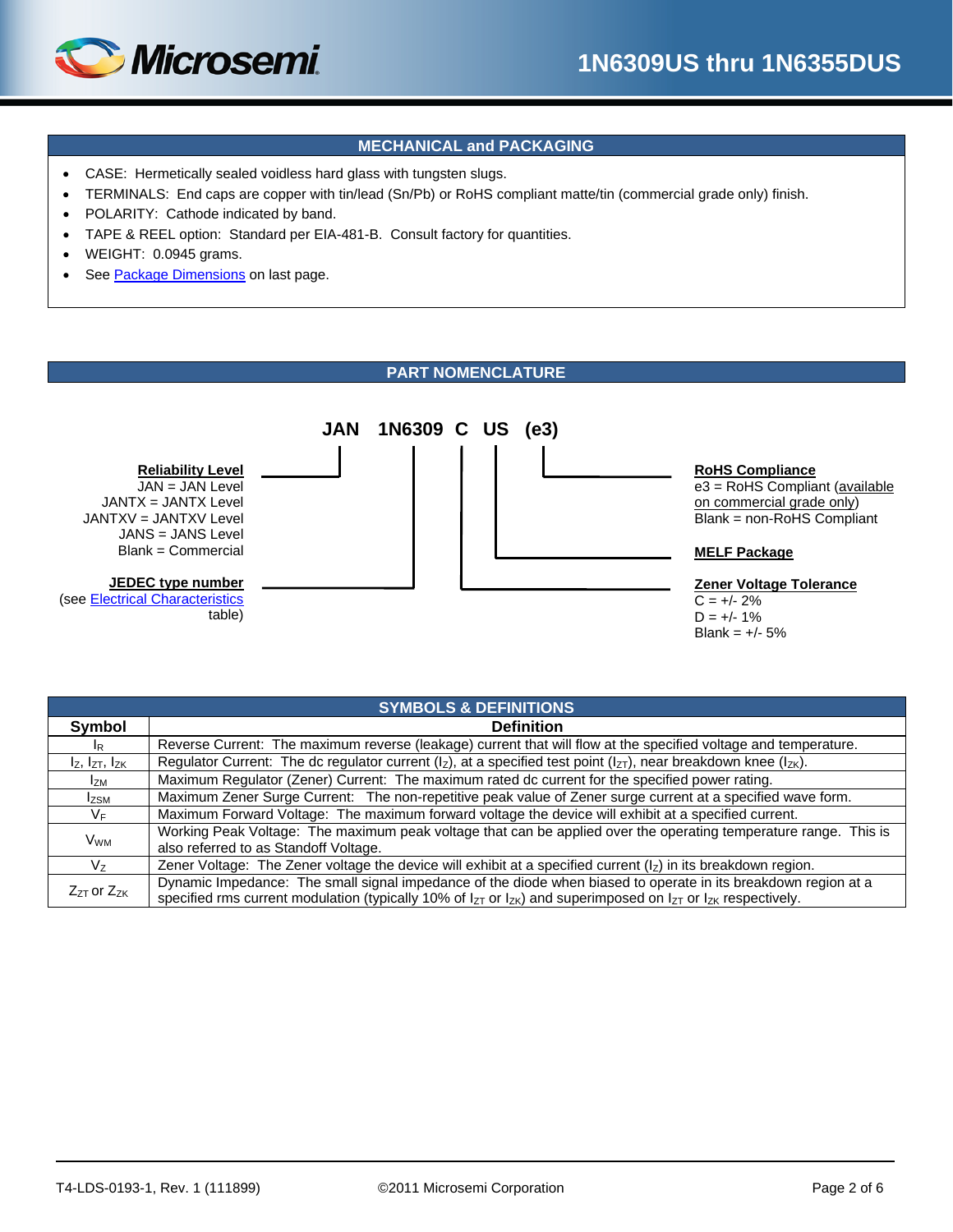## MECHANICAL and PACKAGING

- CASE: Hermetically sealed voidless hard glass with tungsten slugs.
- TERMINALS: End caps are copper with tin/lead (Sn/Pb) or RoHS compliant matte/tin (commercial grade only) finish.
- POLARITY: Cathode indicated by band.
- TAPE & REEL option: Standard per EIA-481-B. Consult factory for quantities.
- WEIGHT: 0.0945 grams.
- See Package Dimensions on last page.

## PART NOMENCLATURE

**JAN 1N6309 C US (e3)**

**Reliability Level**
JAN = JAN Level
JANTX = JANTX Level
JANTXV = JANTXV Level
JANS = JANS Level
Blank = Commercial

**JEDEC type number**
(see Electrical Characteristics table)

**RoHS Compliance**
e3 = RoHS Compliant (available on commercial grade only)
Blank = non-RoHS Compliant

**MELF Package**

**Zener Voltage Tolerance**
C = +/- 2%
D = +/- 1%
Blank = +/- 5%

## SYMBOLS & DEFINITIONS

| Symbol | Definition |
|---|---|
| $I_R$ | Reverse Current: The maximum reverse (leakage) current that will flow at the specified voltage and temperature. |
| $I_Z$, $I_{ZT}$, $I_{ZK}$ | Regulator Current: The dc regulator current ($I_Z$), at a specified test point ($I_{ZT}$), near breakdown knee ($I_{ZK}$). |
| $I_{ZM}$ | Maximum Regulator (Zener) Current: The maximum rated dc current for the specified power rating. |
| $I_{ZSM}$ | Maximum Zener Surge Current: The non-repetitive peak value of Zener surge current at a specified wave form. |
| $V_F$ | Maximum Forward Voltage: The maximum forward voltage the device will exhibit at a specified current. |
| $V_{WM}$ | Working Peak Voltage: The maximum peak voltage that can be applied over the operating temperature range. This is also referred to as Standoff Voltage. |
| $V_Z$ | Zener Voltage: The Zener voltage the device will exhibit at a specified current ($I_Z$) in its breakdown region. |
| $Z_{ZT}$ or $Z_{ZK}$ | Dynamic Impedance: The small signal impedance of the diode when biased to operate in its breakdown region at a specified rms current modulation (typically 10% of $I_{ZT}$ or $I_{ZK}$) and superimposed on $I_{ZT}$ or $I_{ZK}$ respectively. |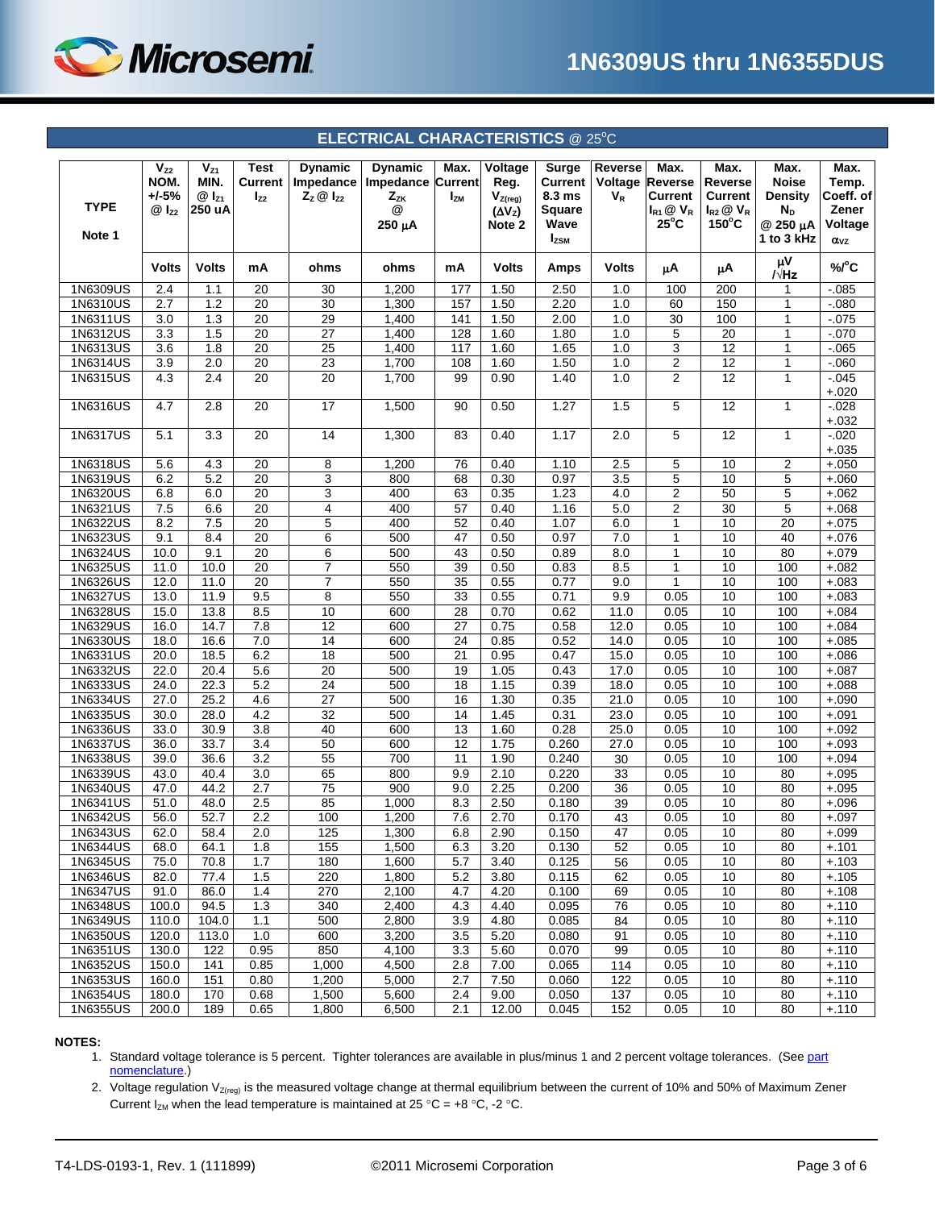## ELECTRICAL CHARACTERISTICS @ 25°C

| TYPE<br>Note 1 | $V_{Z2}$ NOM. +/-5% @ $I_{Z2}$ | $V_{Z1}$ MIN. @ $I_{Z1}$ 250 uA | Test Current $I_{Z2}$ | Dynamic Impedance $Z_Z$ @ $I_{Z2}$ | Dynamic Impedance $Z_{ZK}$ @ 250 µA | Max. Current $I_{ZM}$ | Voltage Reg. $V_{Z(reg)}$ ($\Delta V_Z$) Note 2 | Surge Current 8.3 ms Square Wave $I_{ZSM}$ | Reverse Voltage $V_R$ | Max. Reverse Current $I_{R1}$ @ $V_R$ 25°C | Max. Reverse Current $I_{R2}$ @ $V_R$ 150°C | Max. Noise Density $N_D$ @ 250 µA 1 to 3 kHz | Max. Temp. Coeff. of Zener Voltage $\alpha_{VZ}$ |
|---|---|---|---|---|---|---|---|---|---|---|---|---|---|
| | Volts | Volts | mA | ohms | ohms | mA | Volts | Amps | Volts | µA | µA | µV /√Hz | %/°C |
| 1N6309US | 2.4 | 1.1 | 20 | 30 | 1,200 | 177 | 1.50 | 2.50 | 1.0 | 100 | 200 | 1 | -.085 |
| 1N6310US | 2.7 | 1.2 | 20 | 30 | 1,300 | 157 | 1.50 | 2.20 | 1.0 | 60 | 150 | 1 | -.080 |
| 1N6311US | 3.0 | 1.3 | 20 | 29 | 1,400 | 141 | 1.50 | 2.00 | 1.0 | 30 | 100 | 1 | -.075 |
| 1N6312US | 3.3 | 1.5 | 20 | 27 | 1,400 | 128 | 1.60 | 1.80 | 1.0 | 5 | 20 | 1 | -.070 |
| 1N6313US | 3.6 | 1.8 | 20 | 25 | 1,400 | 117 | 1.60 | 1.65 | 1.0 | 3 | 12 | 1 | -.065 |
| 1N6314US | 3.9 | 2.0 | 20 | 23 | 1,700 | 108 | 1.60 | 1.50 | 1.0 | 2 | 12 | 1 | -.060 |
| 1N6315US | 4.3 | 2.4 | 20 | 20 | 1,700 | 99 | 0.90 | 1.40 | 1.0 | 2 | 12 | 1 | -.045<br>+.020 |
| 1N6316US | 4.7 | 2.8 | 20 | 17 | 1,500 | 90 | 0.50 | 1.27 | 1.5 | 5 | 12 | 1 | -.028<br>+.032 |
| 1N6317US | 5.1 | 3.3 | 20 | 14 | 1,300 | 83 | 0.40 | 1.17 | 2.0 | 5 | 12 | 1 | -.020<br>+.035 |
| 1N6318US | 5.6 | 4.3 | 20 | 8 | 1,200 | 76 | 0.40 | 1.10 | 2.5 | 5 | 10 | 2 | +.050 |
| 1N6319US | 6.2 | 5.2 | 20 | 3 | 800 | 68 | 0.30 | 0.97 | 3.5 | 5 | 10 | 5 | +.060 |
| 1N6320US | 6.8 | 6.0 | 20 | 3 | 400 | 63 | 0.35 | 1.23 | 4.0 | 2 | 50 | 5 | +.062 |
| 1N6321US | 7.5 | 6.6 | 20 | 4 | 400 | 57 | 0.40 | 1.16 | 5.0 | 2 | 30 | 5 | +.068 |
| 1N6322US | 8.2 | 7.5 | 20 | 5 | 400 | 52 | 0.40 | 1.07 | 6.0 | 1 | 10 | 20 | +.075 |
| 1N6323US | 9.1 | 8.4 | 20 | 6 | 500 | 47 | 0.50 | 0.97 | 7.0 | 1 | 10 | 40 | +.076 |
| 1N6324US | 10.0 | 9.1 | 20 | 6 | 500 | 43 | 0.50 | 0.89 | 8.0 | 1 | 10 | 80 | +.079 |
| 1N6325US | 11.0 | 10.0 | 20 | 7 | 550 | 39 | 0.50 | 0.83 | 8.5 | 1 | 10 | 100 | +.082 |
| 1N6326US | 12.0 | 11.0 | 20 | 7 | 550 | 35 | 0.55 | 0.77 | 9.0 | 1 | 10 | 100 | +.083 |
| 1N6327US | 13.0 | 11.9 | 9.5 | 8 | 550 | 33 | 0.55 | 0.71 | 9.9 | 0.05 | 10 | 100 | +.083 |
| 1N6328US | 15.0 | 13.8 | 8.5 | 10 | 600 | 28 | 0.70 | 0.62 | 11.0 | 0.05 | 10 | 100 | +.084 |
| 1N6329US | 16.0 | 14.7 | 7.8 | 12 | 600 | 27 | 0.75 | 0.58 | 12.0 | 0.05 | 10 | 100 | +.084 |
| 1N6330US | 18.0 | 16.6 | 7.0 | 14 | 600 | 24 | 0.85 | 0.52 | 14.0 | 0.05 | 10 | 100 | +.085 |
| 1N6331US | 20.0 | 18.5 | 6.2 | 18 | 500 | 21 | 0.95 | 0.47 | 15.0 | 0.05 | 10 | 100 | +.086 |
| 1N6332US | 22.0 | 20.4 | 5.6 | 20 | 500 | 19 | 1.05 | 0.43 | 17.0 | 0.05 | 10 | 100 | +.087 |
| 1N6333US | 24.0 | 22.3 | 5.2 | 24 | 500 | 18 | 1.15 | 0.39 | 18.0 | 0.05 | 10 | 100 | +.088 |
| 1N6334US | 27.0 | 25.2 | 4.6 | 27 | 500 | 16 | 1.30 | 0.35 | 21.0 | 0.05 | 10 | 100 | +.090 |
| 1N6335US | 30.0 | 28.0 | 4.2 | 32 | 500 | 14 | 1.45 | 0.31 | 23.0 | 0.05 | 10 | 100 | +.091 |
| 1N6336US | 33.0 | 30.9 | 3.8 | 40 | 600 | 13 | 1.60 | 0.28 | 25.0 | 0.05 | 10 | 100 | +.092 |
| 1N6337US | 36.0 | 33.7 | 3.4 | 50 | 600 | 12 | 1.75 | 0.260 | 27.0 | 0.05 | 10 | 100 | +.093 |
| 1N6338US | 39.0 | 36.6 | 3.2 | 55 | 700 | 11 | 1.90 | 0.240 | 30 | 0.05 | 10 | 100 | +.094 |
| 1N6339US | 43.0 | 40.4 | 3.0 | 65 | 800 | 9.9 | 2.10 | 0.220 | 33 | 0.05 | 10 | 80 | +.095 |
| 1N6340US | 47.0 | 44.2 | 2.7 | 75 | 900 | 9.0 | 2.25 | 0.200 | 36 | 0.05 | 10 | 80 | +.095 |
| 1N6341US | 51.0 | 48.0 | 2.5 | 85 | 1,000 | 8.3 | 2.50 | 0.180 | 39 | 0.05 | 10 | 80 | +.096 |
| 1N6342US | 56.0 | 52.7 | 2.2 | 100 | 1,200 | 7.6 | 2.70 | 0.170 | 43 | 0.05 | 10 | 80 | +.097 |
| 1N6343US | 62.0 | 58.4 | 2.0 | 125 | 1,300 | 6.8 | 2.90 | 0.150 | 47 | 0.05 | 10 | 80 | +.099 |
| 1N6344US | 68.0 | 64.1 | 1.8 | 155 | 1,500 | 6.3 | 3.20 | 0.130 | 52 | 0.05 | 10 | 80 | +.101 |
| 1N6345US | 75.0 | 70.8 | 1.7 | 180 | 1,600 | 5.7 | 3.40 | 0.125 | 56 | 0.05 | 10 | 80 | +.103 |
| 1N6346US | 82.0 | 77.4 | 1.5 | 220 | 1,800 | 5.2 | 3.80 | 0.115 | 62 | 0.05 | 10 | 80 | +.105 |
| 1N6347US | 91.0 | 86.0 | 1.4 | 270 | 2,100 | 4.7 | 4.20 | 0.100 | 69 | 0.05 | 10 | 80 | +.108 |
| 1N6348US | 100.0 | 94.5 | 1.3 | 340 | 2,400 | 4.3 | 4.40 | 0.095 | 76 | 0.05 | 10 | 80 | +.110 |
| 1N6349US | 110.0 | 104.0 | 1.1 | 500 | 2,800 | 3.9 | 4.80 | 0.085 | 84 | 0.05 | 10 | 80 | +.110 |
| 1N6350US | 120.0 | 113.0 | 1.0 | 600 | 3,200 | 3.5 | 5.20 | 0.080 | 91 | 0.05 | 10 | 80 | +.110 |
| 1N6351US | 130.0 | 122 | 0.95 | 850 | 4,100 | 3.3 | 5.60 | 0.070 | 99 | 0.05 | 10 | 80 | +.110 |
| 1N6352US | 150.0 | 141 | 0.85 | 1,000 | 4,500 | 2.8 | 7.00 | 0.065 | 114 | 0.05 | 10 | 80 | +.110 |
| 1N6353US | 160.0 | 151 | 0.80 | 1,200 | 5,000 | 2.7 | 7.50 | 0.060 | 122 | 0.05 | 10 | 80 | +.110 |
| 1N6354US | 180.0 | 170 | 0.68 | 1,500 | 5,600 | 2.4 | 9.00 | 0.050 | 137 | 0.05 | 10 | 80 | +.110 |
| 1N6355US | 200.0 | 189 | 0.65 | 1,800 | 6,500 | 2.1 | 12.00 | 0.045 | 152 | 0.05 | 10 | 80 | +.110 |

**NOTES:**

1. Standard voltage tolerance is 5 percent. Tighter tolerances are available in plus/minus 1 and 2 percent voltage tolerances. (See part nomenclature.)
2. Voltage regulation $V_{Z(reg)}$ is the measured voltage change at thermal equilibrium between the current of 10% and 50% of Maximum Zener Current $I_{ZM}$ when the lead temperature is maintained at 25 °C = +8 °C, -2 °C.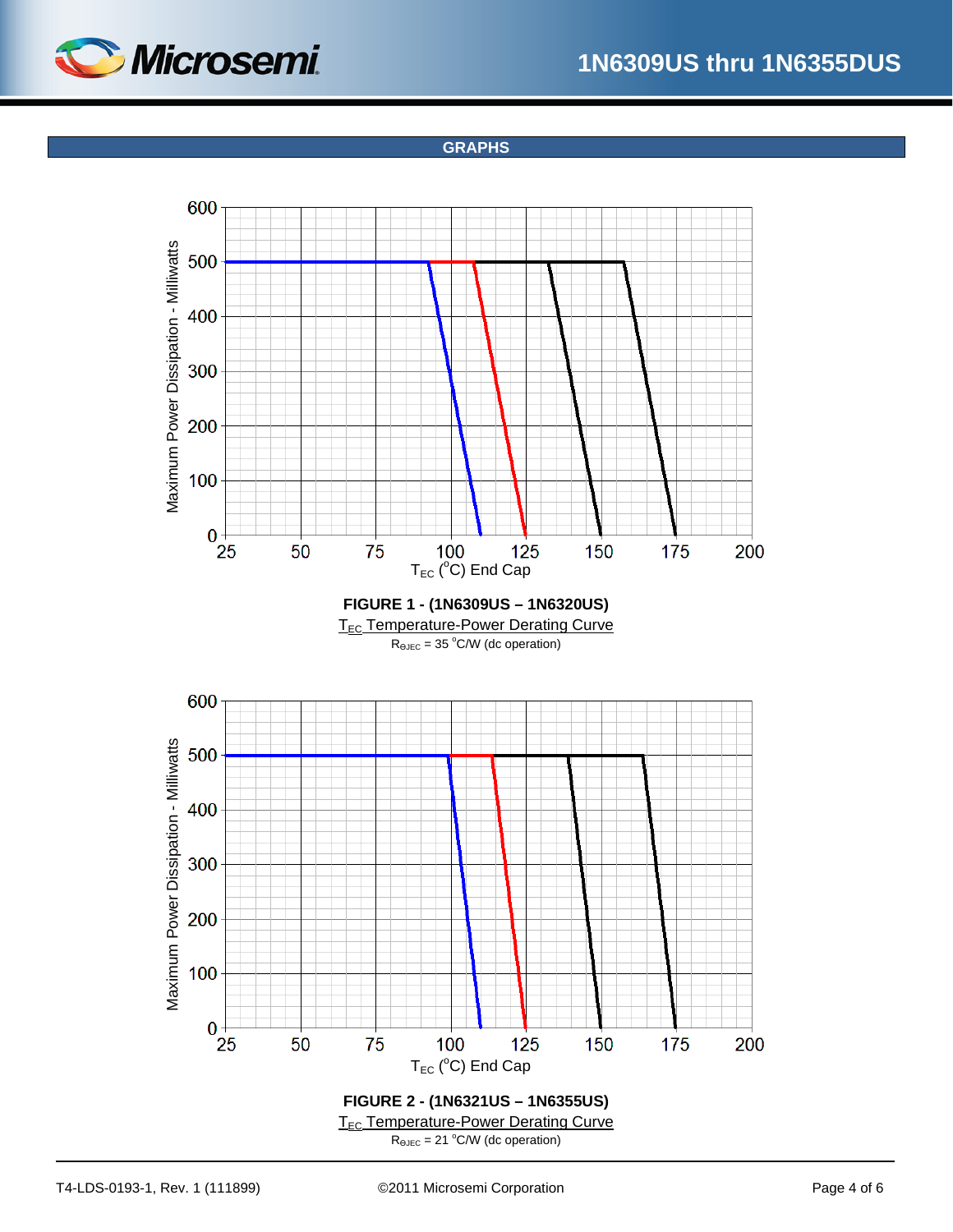## GRAPHS

**FIGURE 1 - (1N6309US – 1N6320US)**

$T_{EC}$ Temperature-Power Derating Curve

$R_{\Theta JEC}$ = 35 °C/W (dc operation)

**FIGURE 2 - (1N6321US – 1N6355US)**

$T_{EC}$ Temperature-Power Derating Curve

$R_{\Theta JEC}$ = 21 °C/W (dc operation)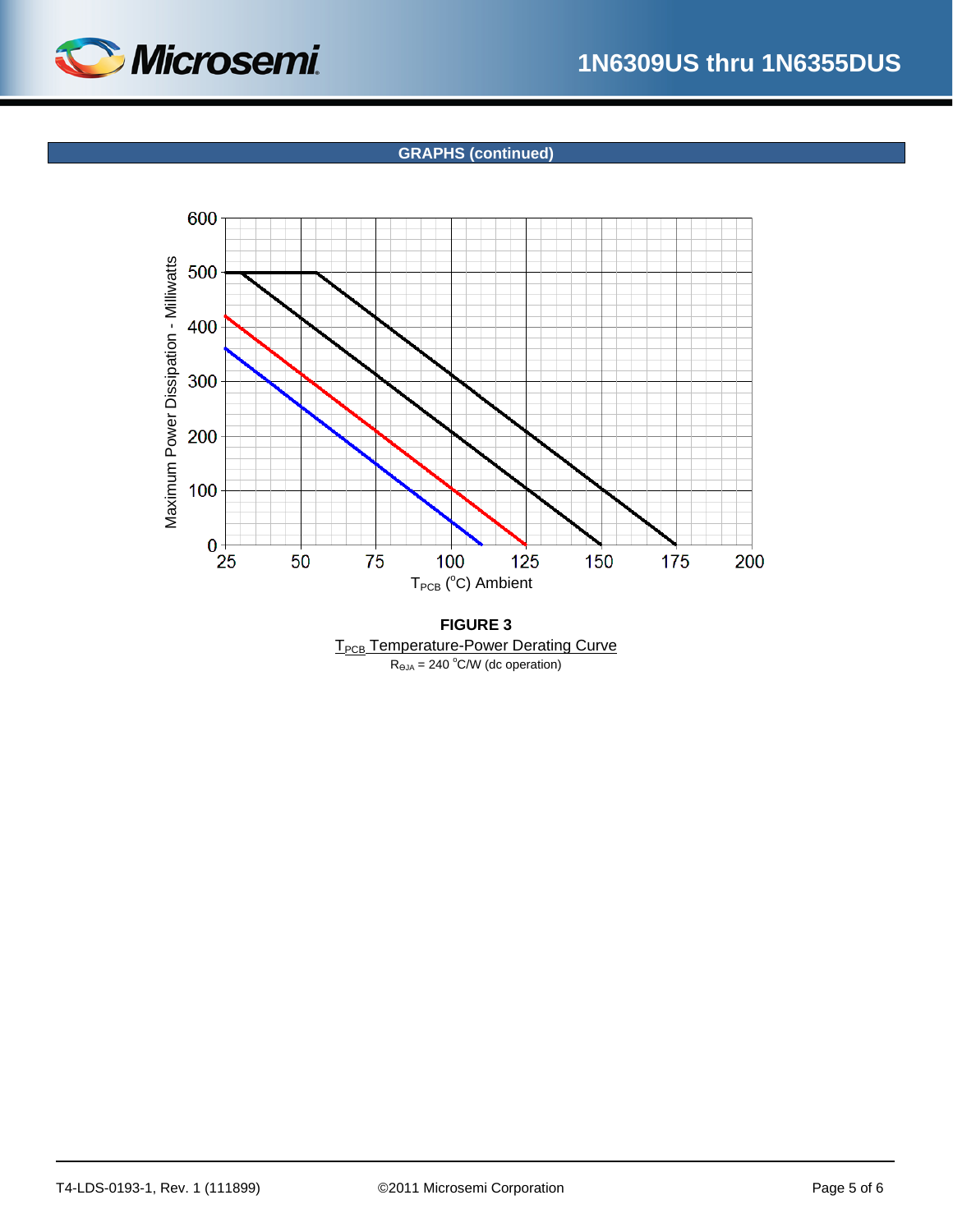## GRAPHS (continued)

**FIGURE 3**

$T_{PCB}$ Temperature-Power Derating Curve

$R_{\Theta JA}$ = 240 °C/W (dc operation)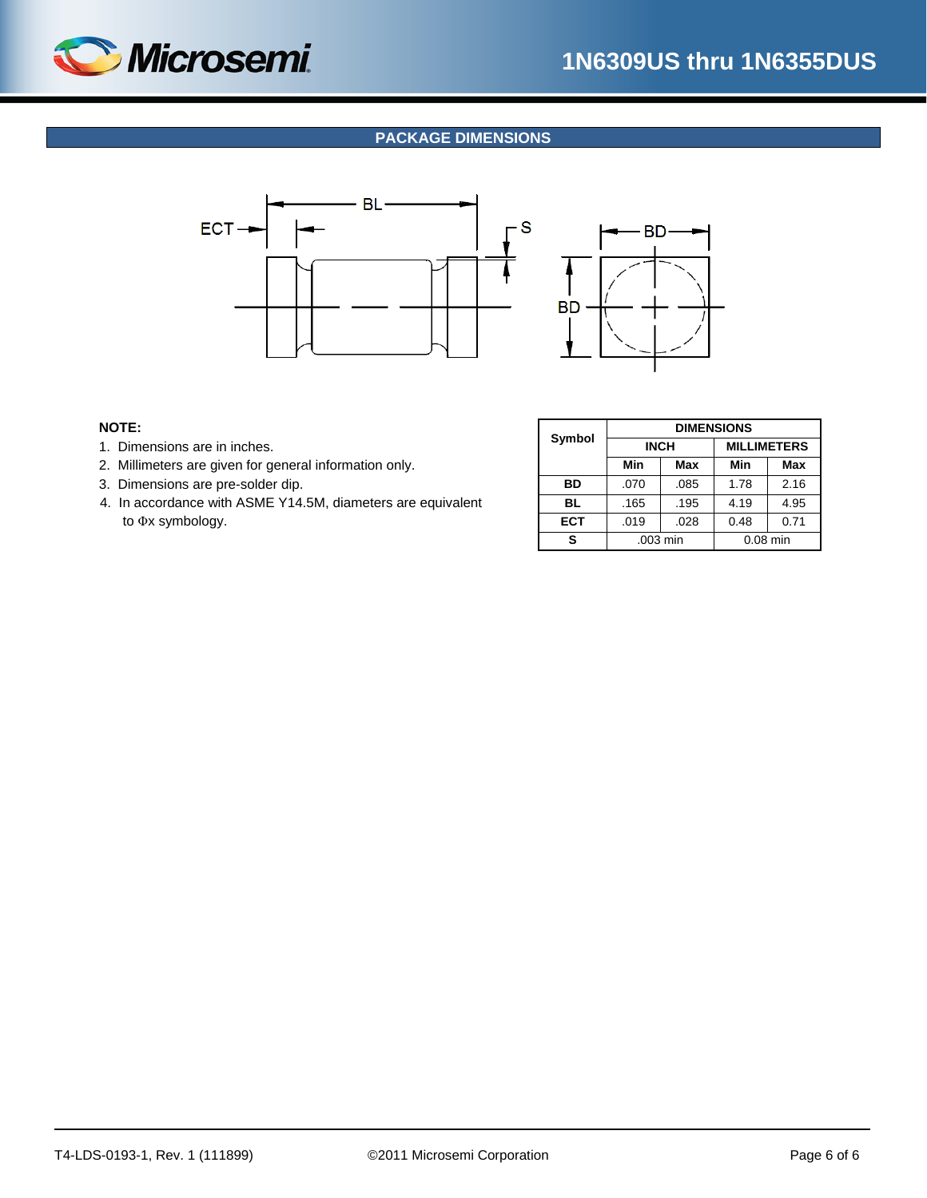## PACKAGE DIMENSIONS

**NOTE:**

1. Dimensions are in inches.
2. Millimeters are given for general information only.
3. Dimensions are pre-solder dip.
4. In accordance with ASME Y14.5M, diameters are equivalent to Φx symbology.

| Symbol | DIMENSIONS | | | |
|---|---|---|---|---|
| | INCH | | MILLIMETERS | |
| | Min | Max | Min | Max |
| **BD** | .070 | .085 | 1.78 | 2.16 |
| **BL** | .165 | .195 | 4.19 | 4.95 |
| **ECT** | .019 | .028 | 0.48 | 0.71 |
| **S** | .003 min | | 0.08 min | |

T4-LDS-0193-1, Rev. 1 (111899) ©2011 Microsemi Corporation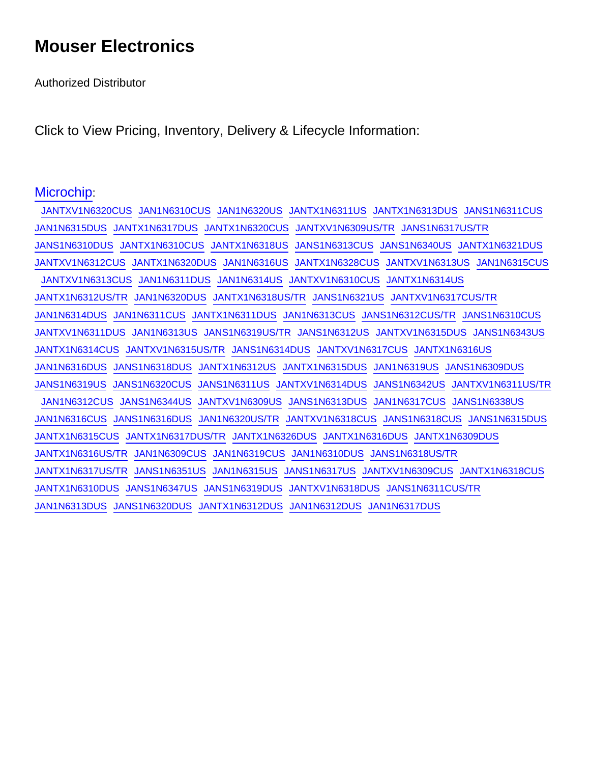# Mouser Electronics

Authorized Distributor

Click to View Pricing, Inventory, Delivery & Lifecycle Information:

Microchip:

JANTXV1N6320CUS JAN1N6310CUS JAN1N6320US JANTX1N6311US JANTX1N6313DUS JANS1N6311CUS JAN1N6315DUS JANTX1N6317DUS JANTX1N6320CUS JANTXV1N6309US/TR JANS1N6317US/TR JANS1N6310DUS JANTX1N6310CUS JANTX1N6318US JANS1N6313CUS JANS1N6340US JANTX1N6321DUS JANTXV1N6312CUS JANTX1N6320DUS JAN1N6316US JANTX1N6328CUS JANTXV1N6313US JAN1N6315CUS JANTXV1N6313CUS JAN1N6311DUS JAN1N6314US JANTXV1N6310CUS JANTX1N6314US JANTX1N6312US/TR JAN1N6320DUS JANTX1N6318US/TR JANS1N6321US JANTXV1N6317CUS/TR JAN1N6314DUS JAN1N6311CUS JANTX1N6311DUS JAN1N6313CUS JANS1N6312CUS/TR JANS1N6310CUS JANTXV1N6311DUS JAN1N6313US JANS1N6319US/TR JANS1N6312US JANTXV1N6315DUS JANS1N6343US JANTX1N6314CUS JANTXV1N6315US/TR JANS1N6314DUS JANTXV1N6317CUS JANTX1N6316US JAN1N6316DUS JANS1N6318DUS JANTX1N6312US JANTX1N6315DUS JAN1N6319US JANS1N6309DUS JANS1N6319US JANS1N6320CUS JANS1N6311US JANTXV1N6314DUS JANS1N6342US JANTXV1N6311US/TR JAN1N6312CUS JANS1N6344US JANTXV1N6309US JANS1N6313DUS JAN1N6317CUS JANS1N6338US JAN1N6316CUS JANS1N6316DUS JAN1N6320US/TR JANTXV1N6318CUS JANS1N6318CUS JANS1N6315DUS JANTX1N6315CUS JANTX1N6317DUS/TR JANTX1N6326DUS JANTX1N6316DUS JANTX1N6309DUS JANTX1N6316US/TR JAN1N6309CUS JAN1N6319CUS JAN1N6310DUS JANS1N6318US/TR JANTX1N6317US/TR JANS1N6351US JAN1N6315US JANS1N6317US JANTXV1N6309CUS JANTX1N6318CUS JANTX1N6310DUS JANS1N6347US JANS1N6319DUS JANTXV1N6318DUS JANS1N6311CUS/TR JAN1N6313DUS JANS1N6320DUS JANTX1N6312DUS JAN1N6312DUS JAN1N6317DUS